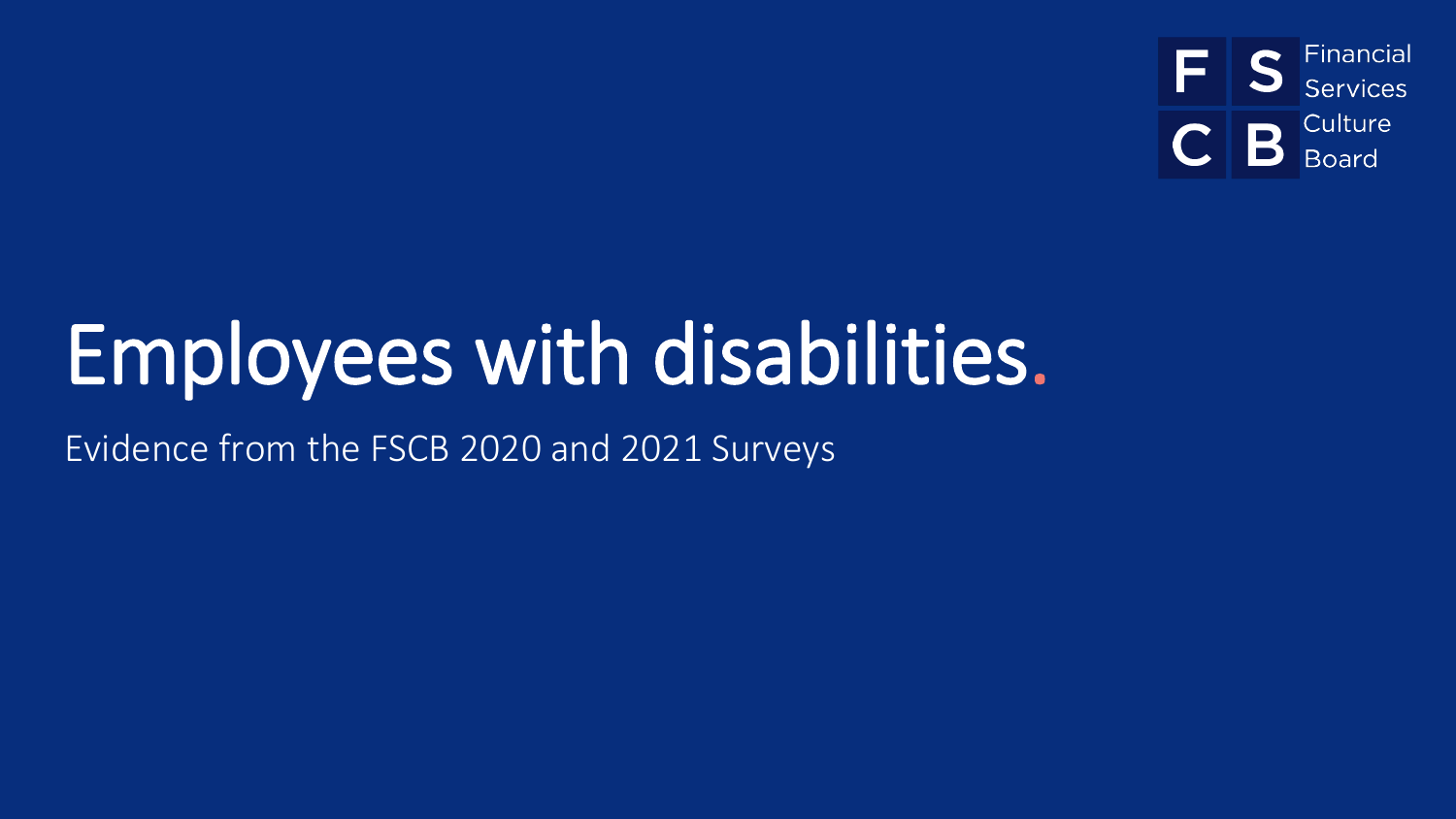Financial Services Culture Board

# Employees with disabilities.

Evidence from the FSCB 2020 and 2021 Surveys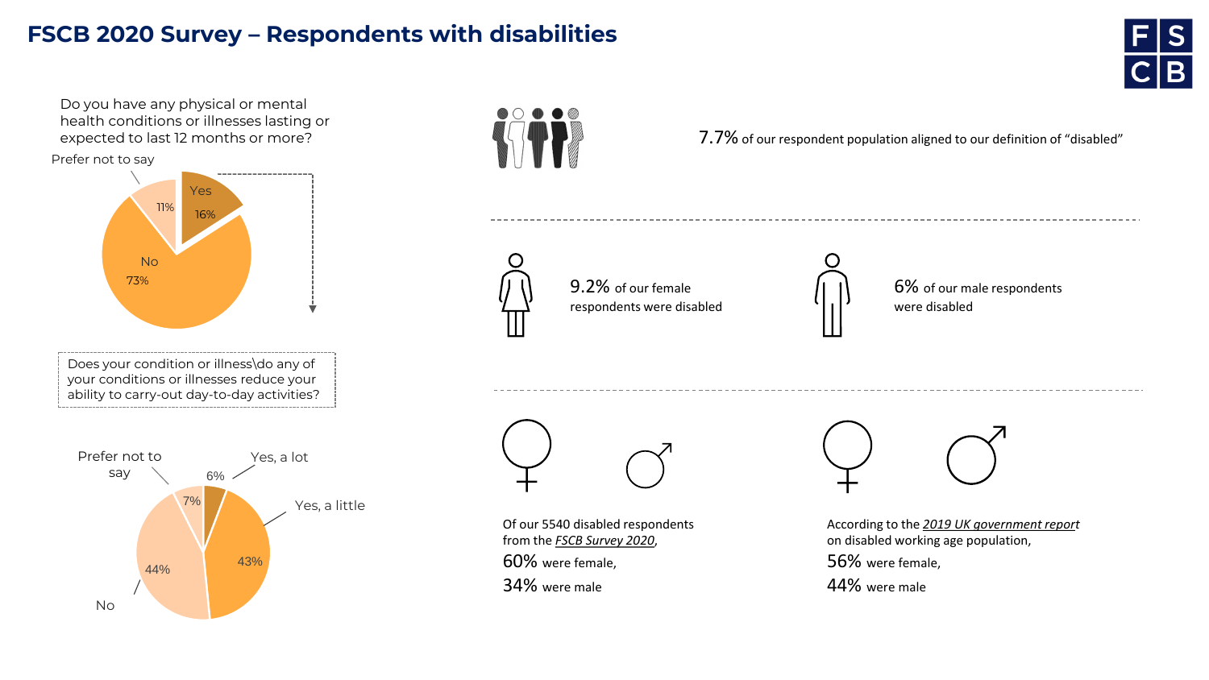# FSCB 2020 Survey – Respondents with disabilities

Do you have any physical or mental health conditions or illnesses lasting or expected to last 12 months or more?

Prefer not to say
11%
Yes
16%
No
73%

Does your condition or illness\do any of your conditions or illnesses reduce your ability to carry-out day-to-day activities?

Prefer not to say
7%
Yes, a lot
6%
Yes, a little
43%
No
44%

7.7% of our respondent population aligned to our definition of "disabled"

9.2% of our female respondents were disabled

6% of our male respondents were disabled

Of our 5540 disabled respondents from the *FSCB Survey 2020*,
60% were female,
34% were male

According to the *2019 UK government report* on disabled working age population,
56% were female,
44% were male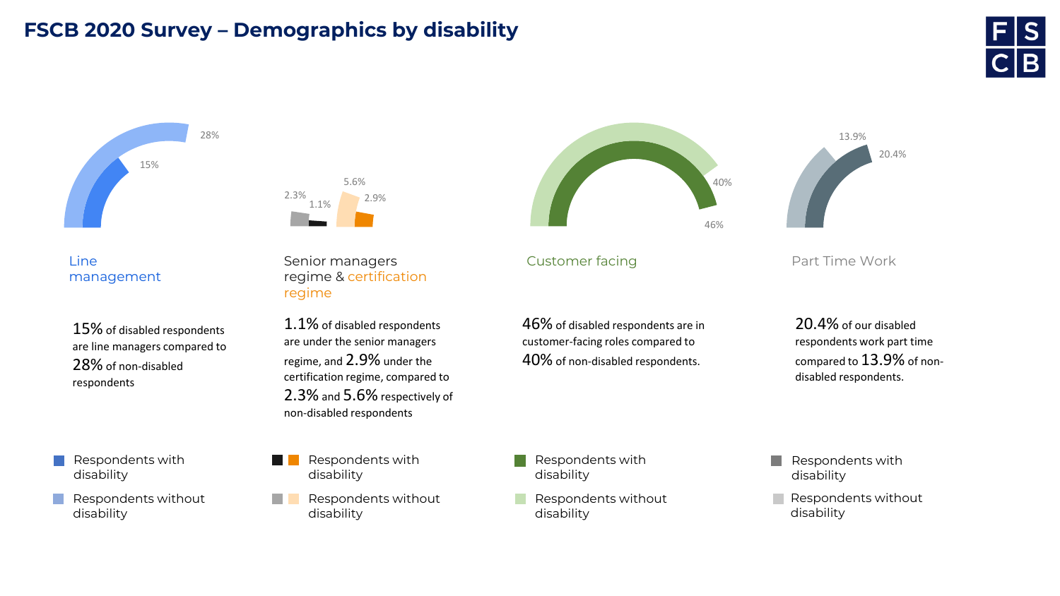# FSCB 2020 Survey – Demographics by disability

28%

15%

## Line management

15% of disabled respondents are line managers compared to 28% of non-disabled respondents

Respondents with disability

Respondents without disability

2.3%

1.1%

5.6%

2.9%

## Senior managers regime & certification regime

1.1% of disabled respondents are under the senior managers regime, and 2.9% under the certification regime, compared to 2.3% and 5.6% respectively of non-disabled respondents

Respondents with disability

Respondents without disability

40%

46%

## Customer facing

46% of disabled respondents are in customer-facing roles compared to 40% of non-disabled respondents.

Respondents with disability

Respondents without disability

13.9%

20.4%

## Part Time Work

20.4% of our disabled respondents work part time compared to 13.9% of non-disabled respondents.

Respondents with disability

Respondents without disability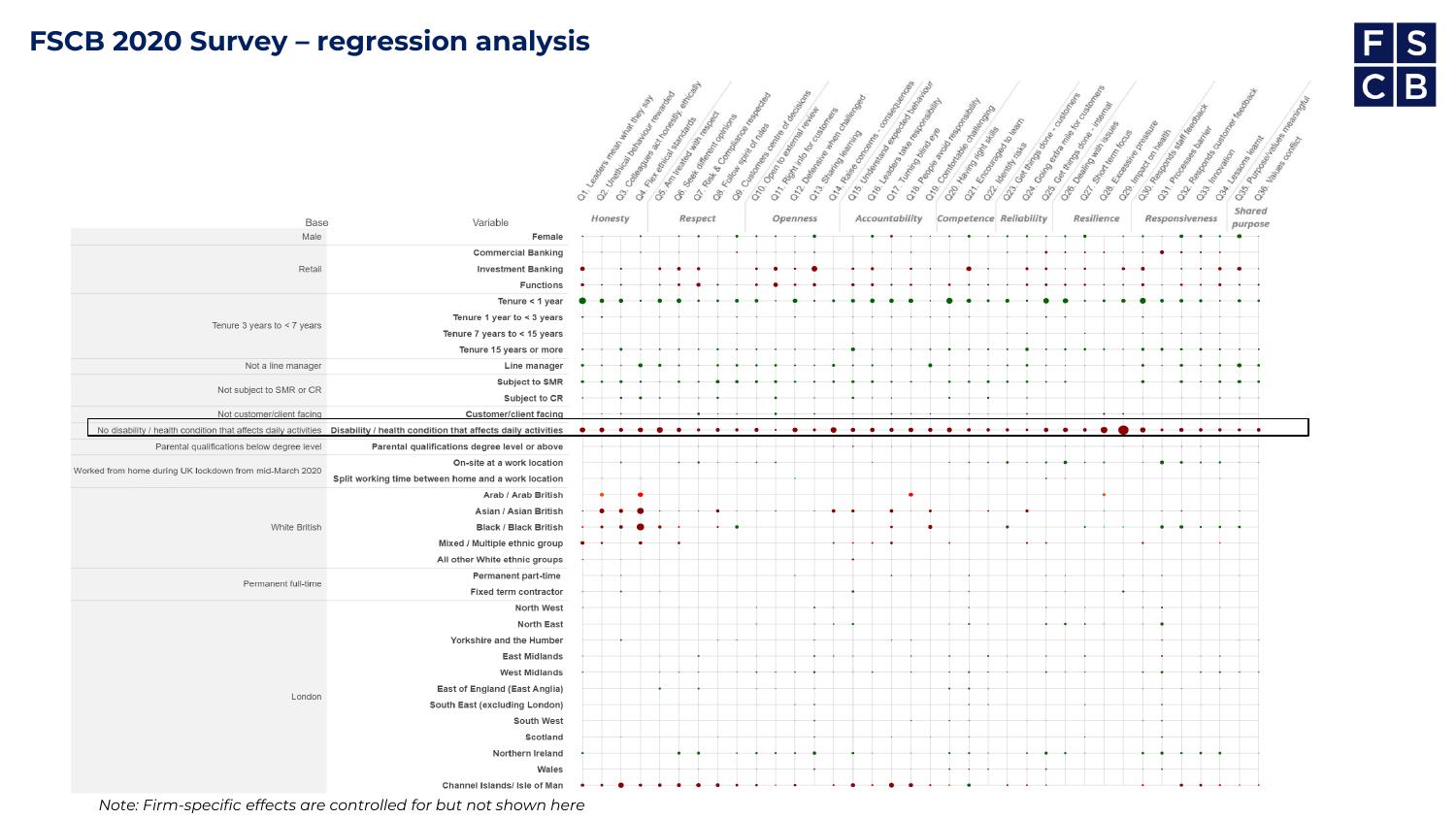# FSCB 2020 Survey – regression analysis

Q1. Leaders mean what they say
Q2. Unethical behaviour rewarded
Q3. Colleagues act honestly, ethically
Q4. Flex ethical standards
Q5. Am treated with respect
Q6. Seek different opinions
Q7. Risk & Compliance respected
Q8. Follow spirit of rules
Q9. Customers centre of decisions
Q10. Open to external review
Q11. Right info for customers
Q12. Defensive when challenged
Q13. Sharing learning
Q14. Raise concerns - consequences
Q15. Understand expected behaviour
Q16. Leaders take responsibility
Q17. Turning blind eye
Q18. People avoid responsibility
Q19. Comfortable challenging
Q20. Having right skills
Q21. Encouraged to learn
Q22. Identify risks
Q23. Get things done - customers
Q24. Going extra mile for customers
Q25. Get things done - internal
Q26. Dealing with issues
Q27. Short term focus
Q28. Excessive pressure
Q29. Impact on health
Q30. Responds staff feedback
Q31. Processes barrier
Q32. Responds customer feedback
Q33. Innovation
Q34. Lessons learnt
Q35. Purpose/values meaningful
Q36. Values conflict

Honesty | Respect | Openness | Accountability | Competence | Reliability | Resilience | Responsiveness | Shared purpose

Base | Variable

Male | Female

Retail | Commercial Banking | Investment Banking | Functions

Tenure 3 years to < 7 years | Tenure < 1 year | Tenure 1 year to < 3 years | Tenure 7 years to < 15 years | Tenure 15 years or more

Not a line manager | Line manager

Not subject to SMR or CR | Subject to SMR | Subject to CR

Not customer/client facing | Customer/client facing

No disability / health condition that affects daily activities | Disability / health condition that affects daily activities

Parental qualifications below degree level | Parental qualifications degree level or above

Worked from home during UK lockdown from mid-March 2020 | On-site at a work location | Split working time between home and a work location

White British | Arab / Arab British | Asian / Asian British | Black / Black British | Mixed / Multiple ethnic group | All other White ethnic groups

Permanent full-time | Permanent part-time | Fixed term contractor

London | North West | North East | Yorkshire and the Humber | East Midlands | West Midlands | East of England (East Anglia) | South East (excluding London) | South West | Scotland | Northern Ireland | Wales | Channel Islands/ Isle of Man

*Note: Firm-specific effects are controlled for but not shown here*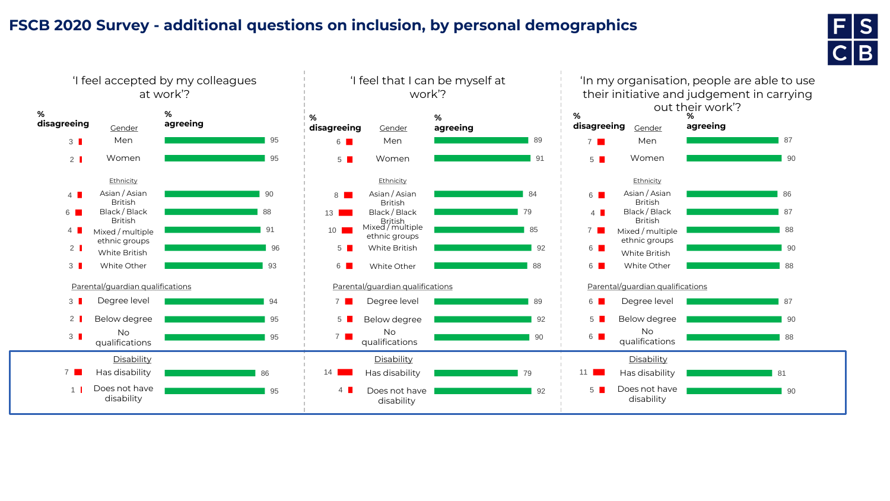# FSCB 2020 Survey - additional questions on inclusion, by personal demographics

## 'I feel accepted by my colleagues at work'?

% disagreeing

% agreeing

Gender

3 Men 95

2 Women 95

Ethnicity

4 Asian / Asian British 90

6 Black / Black British 88

4 Mixed / multiple ethnic groups 91

2 White British 96

3 White Other 93

Parental/guardian qualifications

3 Degree level 94

2 Below degree 95

3 No qualifications 95

Disability

7 Has disability 86

1 Does not have disability 95

## 'I feel that I can be myself at work'?

% disagreeing

% agreeing

Gender

6 Men 89

5 Women 91

Ethnicity

8 Asian / Asian British 84

13 Black / Black British 79

10 Mixed / multiple ethnic groups 85

5 White British 92

6 White Other 88

Parental/guardian qualifications

7 Degree level 89

5 Below degree 92

7 No qualifications 90

Disability

14 Has disability 79

4 Does not have disability 92

## 'In my organisation, people are able to use their initiative and judgement in carrying out their work'?

% disagreeing

% agreeing

Gender

7 Men 87

5 Women 90

Ethnicity

6 Asian / Asian British 86

4 Black / Black British 87

7 Mixed / multiple ethnic groups 88

6 White British 90

6 White Other 88

Parental/guardian qualifications

6 Degree level 87

5 Below degree 90

6 No qualifications 88

Disability

11 Has disability 81

5 Does not have disability 90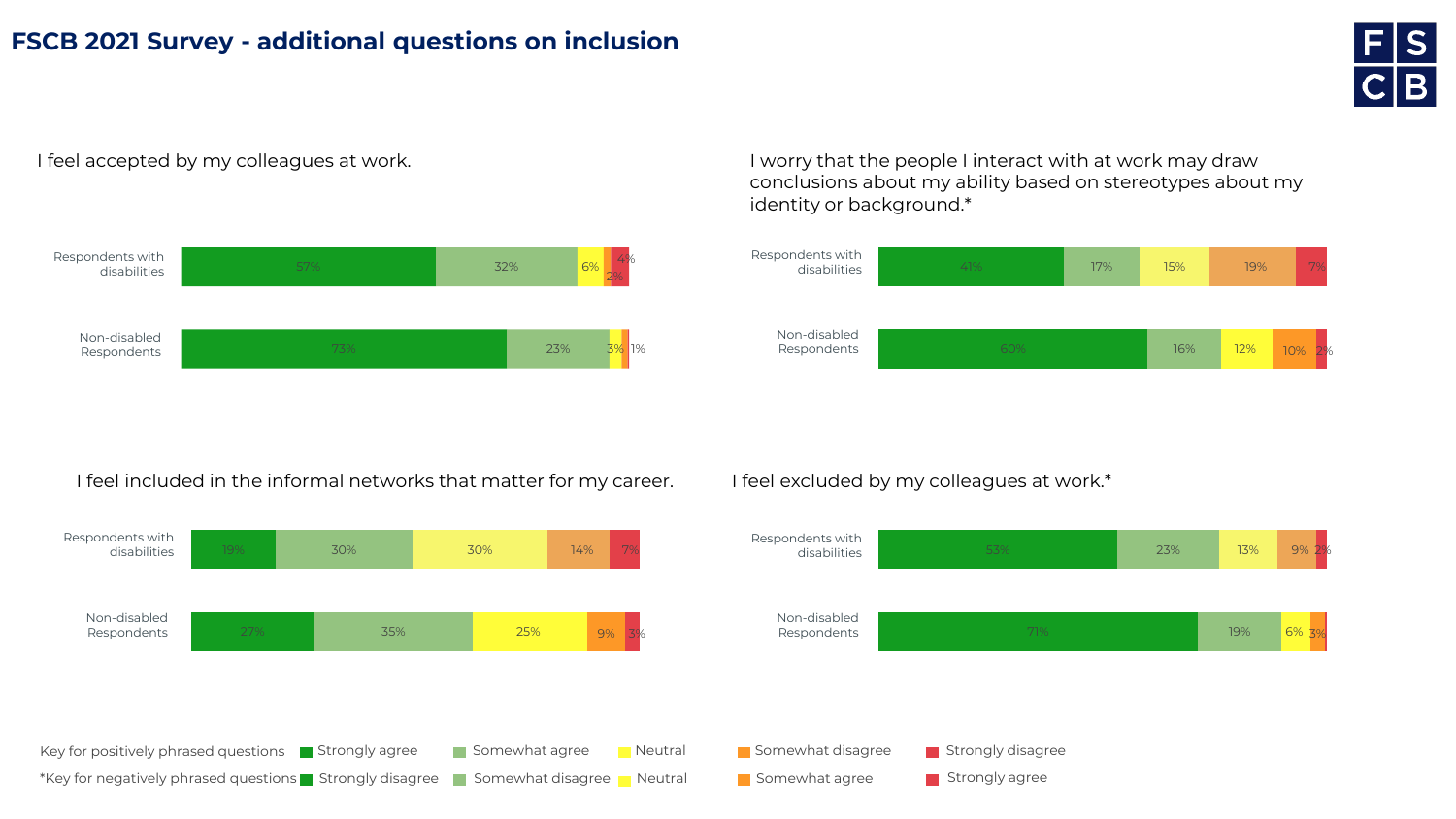# FSCB 2021 Survey - additional questions on inclusion

I feel accepted by my colleagues at work.

Respondents with disabilities: 57% 32% 6% 2% 4%

Non-disabled Respondents: 73% 23% 3% 1%

I worry that the people I interact with at work may draw conclusions about my ability based on stereotypes about my identity or background.*

Respondents with disabilities: 41% 17% 15% 19% 7%

Non-disabled Respondents: 60% 16% 12% 10% 2%

I feel included in the informal networks that matter for my career.

Respondents with disabilities: 19% 30% 30% 14% 7%

Non-disabled Respondents: 27% 35% 25% 9% 3%

I feel excluded by my colleagues at work.*

Respondents with disabilities: 53% 23% 13% 9% 2%

Non-disabled Respondents: 71% 19% 6% 3%

Key for positively phrased questions: Strongly agree, Somewhat agree, Neutral, Somewhat disagree, Strongly disagree

*Key for negatively phrased questions: Strongly disagree, Somewhat disagree, Neutral, Somewhat agree, Strongly agree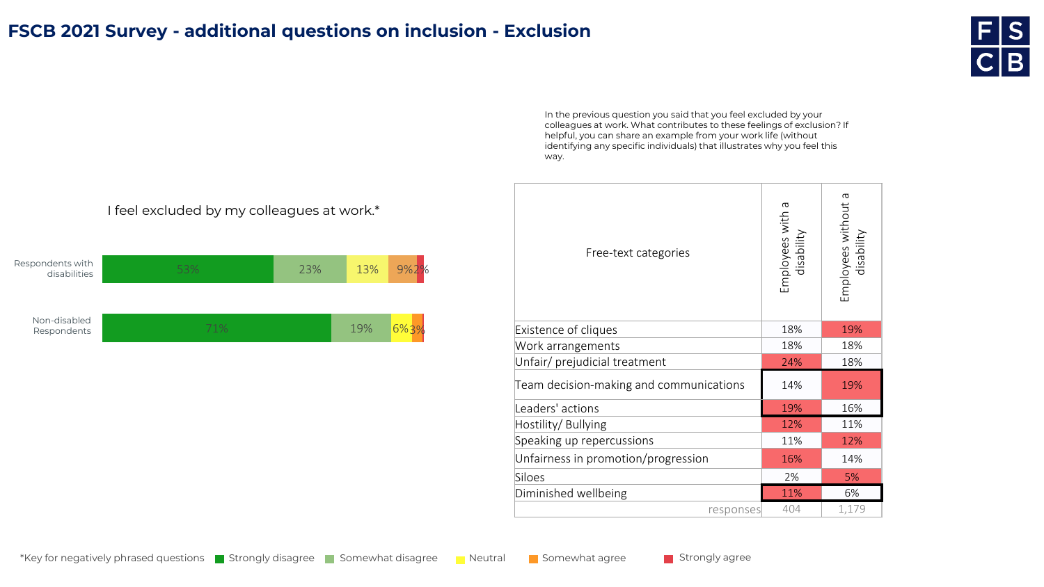# FSCB 2021 Survey - additional questions on inclusion - Exclusion

I feel excluded by my colleagues at work.*

Respondents with disabilities: 53% 23% 13% 9% 2%

Non-disabled Respondents: 71% 19% 6% 3%

In the previous question you said that you feel excluded by your colleagues at work. What contributes to these feelings of exclusion? If helpful, you can share an example from your work life (without identifying any specific individuals) that illustrates why you feel this way.

| Free-text categories | Employees with a disability | Employees without a disability |
|---|---|---|
| Existence of cliques | 18% | 19% |
| Work arrangements | 18% | 18% |
| Unfair/ prejudicial treatment | 24% | 18% |
| Team decision-making and communications | 14% | 19% |
| Leaders' actions | 19% | 16% |
| Hostility/ Bullying | 12% | 11% |
| Speaking up repercussions | 11% | 12% |
| Unfairness in promotion/progression | 16% | 14% |
| Siloes | 2% | 5% |
| Diminished wellbeing | 11% | 6% |
| responses | 404 | 1,179 |

*Key for negatively phrased questions: Strongly disagree, Somewhat disagree, Neutral, Somewhat agree, Strongly agree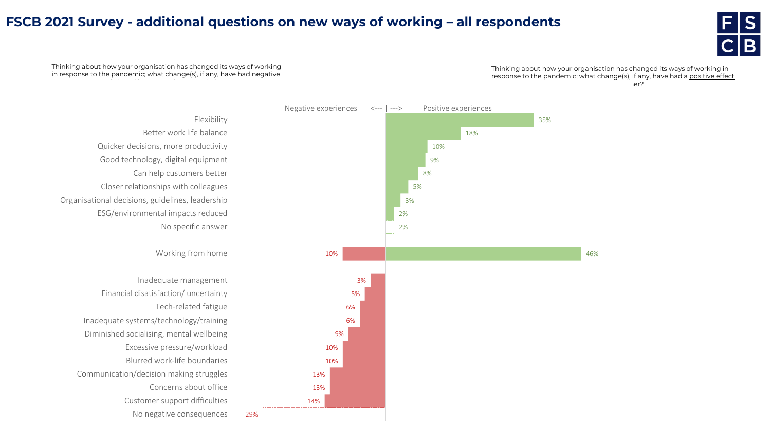# FSCB 2021 Survey - additional questions on new ways of working – all respondents

Thinking about how your organisation has changed its ways of working in response to the pandemic; what change(s), if any, have had negative

Thinking about how your organisation has changed its ways of working in response to the pandemic; what change(s), if any, have had a positive effect er?

Negative experiences <--- | ---> Positive experiences

Flexibility 35%
Better work life balance 18%
Quicker decisions, more productivity 10%
Good technology, digital equipment 9%
Can help customers better 8%
Closer relationships with colleagues 5%
Organisational decisions, guidelines, leadership 3%
ESG/environmental impacts reduced 2%
No specific answer 2%

Working from home 10% 46%

Inadequate management 3%
Financial disatisfaction/ uncertainty 5%
Tech-related fatigue 6%
Inadequate systems/technology/training 6%
Diminished socialising, mental wellbeing 9%
Excessive pressure/workload 10%
Blurred work-life boundaries 10%
Communication/decision making struggles 13%
Concerns about office 13%
Customer support difficulties 14%
No negative consequences 29%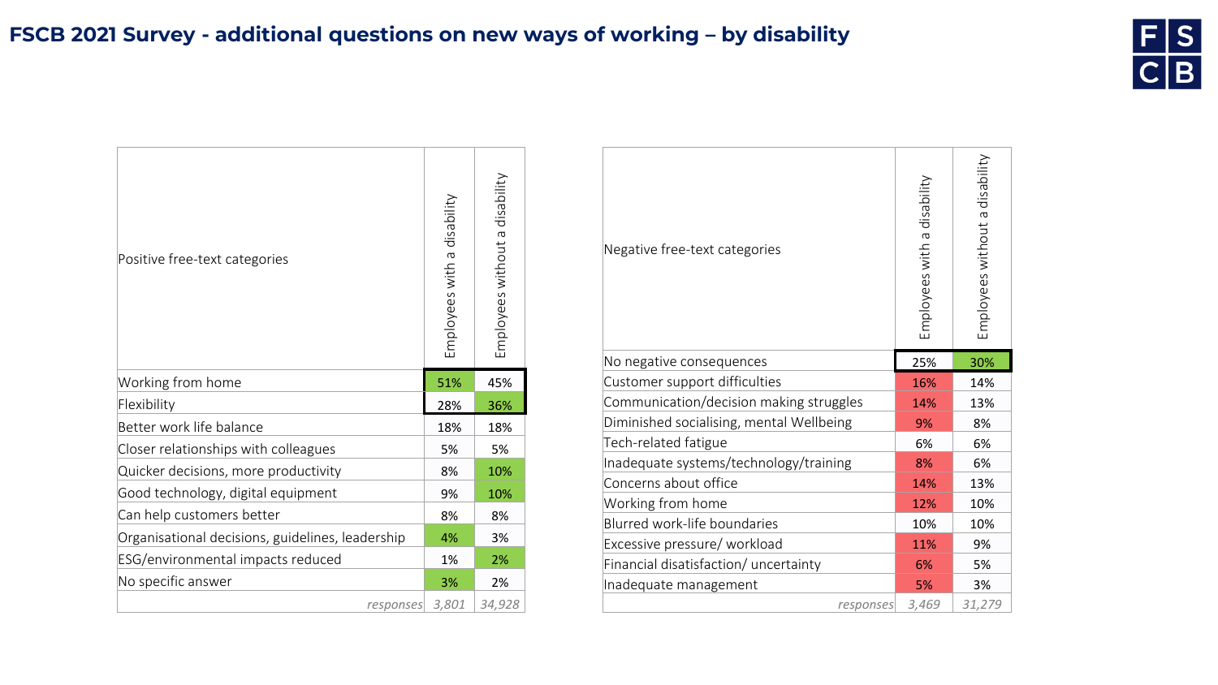# FSCB 2021 Survey - additional questions on new ways of working – by disability

| Positive free-text categories | Employees with a disability | Employees without a disability |
|---|---|---|
| Working from home | 51% | 45% |
| Flexibility | 28% | 36% |
| Better work life balance | 18% | 18% |
| Closer relationships with colleagues | 5% | 5% |
| Quicker decisions, more productivity | 8% | 10% |
| Good technology, digital equipment | 9% | 10% |
| Can help customers better | 8% | 8% |
| Organisational decisions, guidelines, leadership | 4% | 3% |
| ESG/environmental impacts reduced | 1% | 2% |
| No specific answer | 3% | 2% |
| *responses* | *3,801* | *34,928* |

| Negative free-text categories | Employees with a disability | Employees without a disability |
|---|---|---|
| No negative consequences | 25% | 30% |
| Customer support difficulties | 16% | 14% |
| Communication/decision making struggles | 14% | 13% |
| Diminished socialising, mental Wellbeing | 9% | 8% |
| Tech-related fatigue | 6% | 6% |
| Inadequate systems/technology/training | 8% | 6% |
| Concerns about office | 14% | 13% |
| Working from home | 12% | 10% |
| Blurred work-life boundaries | 10% | 10% |
| Excessive pressure/ workload | 11% | 9% |
| Financial disatisfaction/ uncertainty | 6% | 5% |
| Inadequate management | 5% | 3% |
| *responses* | *3,469* | *31,279* |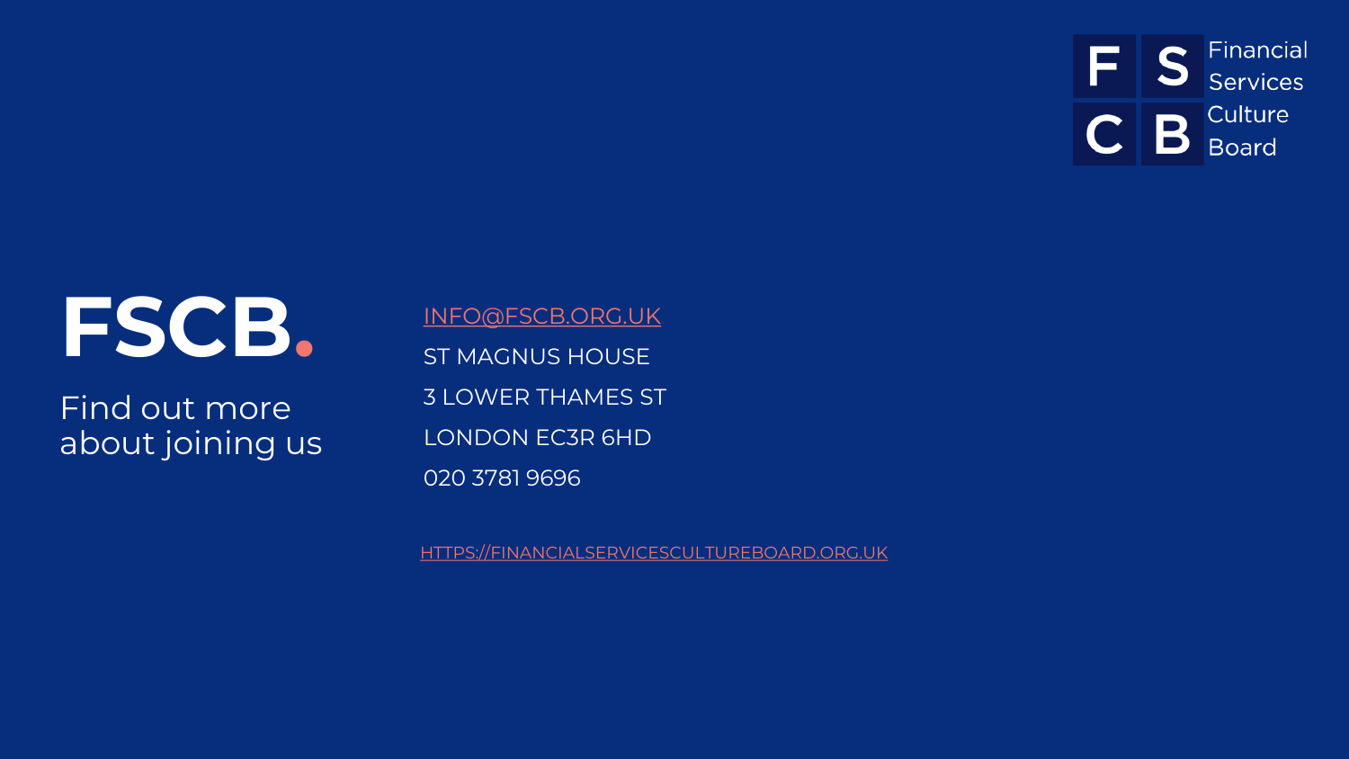Financial Services Culture Board

# FSCB.

Find out more about joining us

INFO@FSCB.ORG.UK

ST MAGNUS HOUSE

3 LOWER THAMES ST

LONDON EC3R 6HD

020 3781 9696

HTTPS://FINANCIALSERVICESCULTUREBOARD.ORG.UK